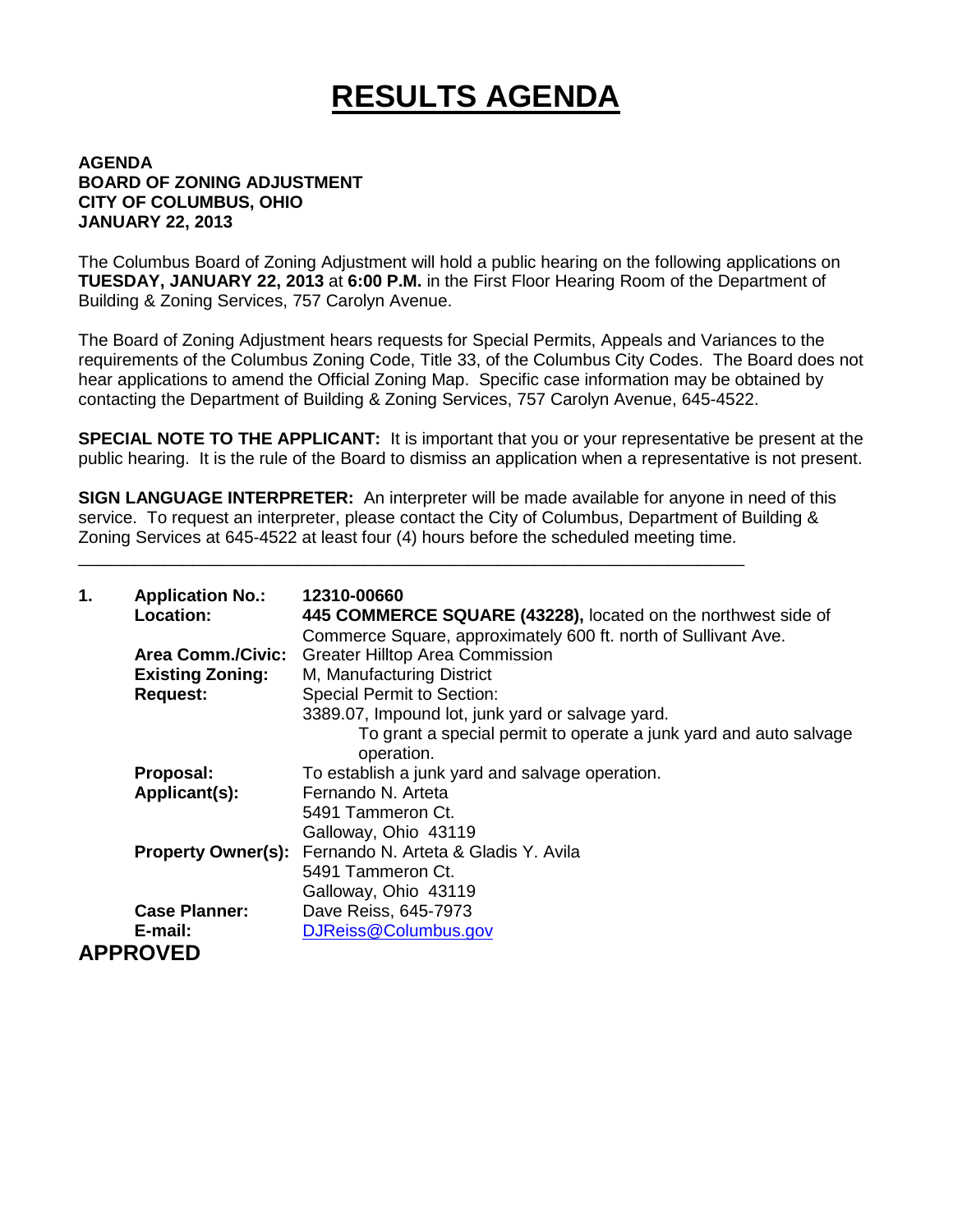# RESULTS AGENDA

**AGENDA**
**BOARD OF ZONING ADJUSTMENT**
**CITY OF COLUMBUS, OHIO**
**JANUARY 22, 2013**

The Columbus Board of Zoning Adjustment will hold a public hearing on the following applications on **TUESDAY, JANUARY 22, 2013** at **6:00 P.M.** in the First Floor Hearing Room of the Department of Building & Zoning Services, 757 Carolyn Avenue.

The Board of Zoning Adjustment hears requests for Special Permits, Appeals and Variances to the requirements of the Columbus Zoning Code, Title 33, of the Columbus City Codes. The Board does not hear applications to amend the Official Zoning Map. Specific case information may be obtained by contacting the Department of Building & Zoning Services, 757 Carolyn Avenue, 645-4522.

**SPECIAL NOTE TO THE APPLICANT:** It is important that you or your representative be present at the public hearing. It is the rule of the Board to dismiss an application when a representative is not present.

**SIGN LANGUAGE INTERPRETER:** An interpreter will be made available for anyone in need of this service. To request an interpreter, please contact the City of Columbus, Department of Building & Zoning Services at 645-4522 at least four (4) hours before the scheduled meeting time.

---

**1. Application No.:** **12310-00660**

**Location:** **445 COMMERCE SQUARE (43228),** located on the northwest side of Commerce Square, approximately 600 ft. north of Sullivant Ave.

**Area Comm./Civic:** Greater Hilltop Area Commission

**Existing Zoning:** M, Manufacturing District

**Request:** Special Permit to Section:
3389.07, Impound lot, junk yard or salvage yard.
To grant a special permit to operate a junk yard and auto salvage operation.

**Proposal:** To establish a junk yard and salvage operation.

**Applicant(s):** Fernando N. Arteta
5491 Tammeron Ct.
Galloway, Ohio 43119

**Property Owner(s):** Fernando N. Arteta & Gladis Y. Avila
5491 Tammeron Ct.
Galloway, Ohio 43119

**Case Planner:** Dave Reiss, 645-7973

**E-mail:** DJReiss@Columbus.gov

**APPROVED**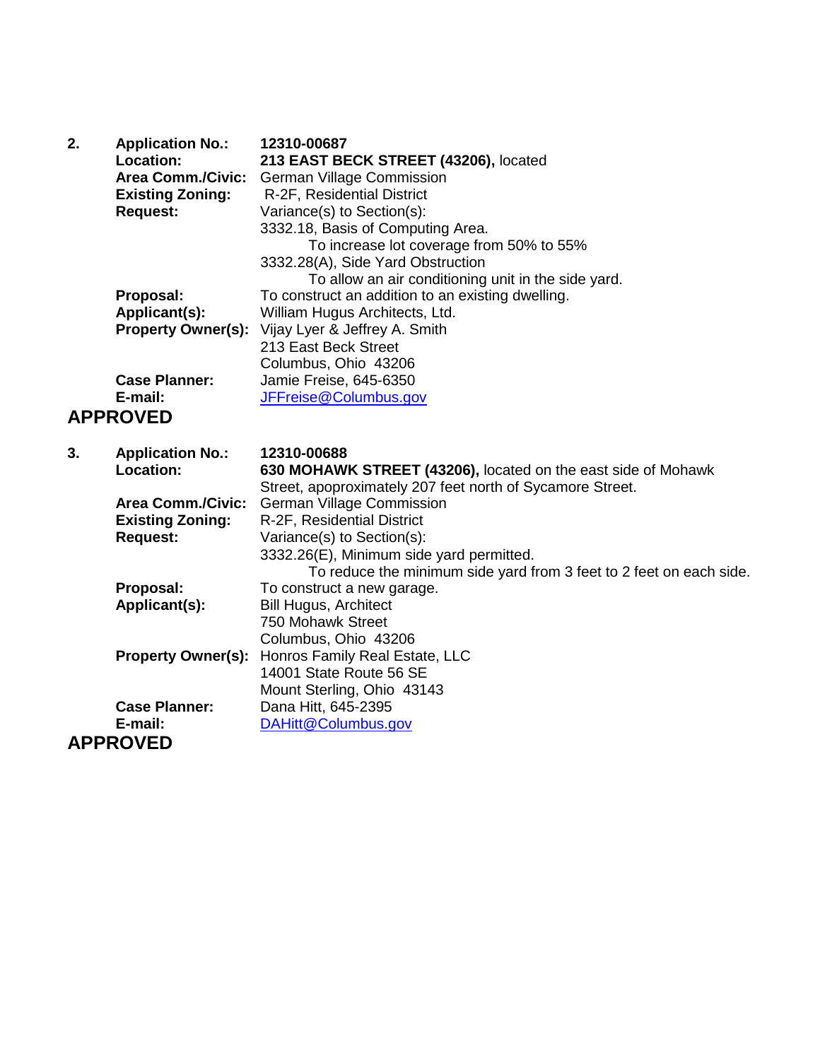2. **Application No.:** **12310-00687**

**Location:** **213 EAST BECK STREET (43206),** located

**Area Comm./Civic:** German Village Commission

**Existing Zoning:** R-2F, Residential District

**Request:** Variance(s) to Section(s):

3332.18, Basis of Computing Area.

To increase lot coverage from 50% to 55%

3332.28(A), Side Yard Obstruction

To allow an air conditioning unit in the side yard.

**Proposal:** To construct an addition to an existing dwelling.

**Applicant(s):** William Hugus Architects, Ltd.

**Property Owner(s):** Vijay Lyer & Jeffrey A. Smith
213 East Beck Street
Columbus, Ohio 43206

**Case Planner:** Jamie Freise, 645-6350

**E-mail:** JFFreise@Columbus.gov

**APPROVED**

3. **Application No.:** **12310-00688**

**Location:** **630 MOHAWK STREET (43206),** located on the east side of Mohawk Street, apoproximately 207 feet north of Sycamore Street.

**Area Comm./Civic:** German Village Commission

**Existing Zoning:** R-2F, Residential District

**Request:** Variance(s) to Section(s):

3332.26(E), Minimum side yard permitted.

To reduce the minimum side yard from 3 feet to 2 feet on each side.

**Proposal:** To construct a new garage.

**Applicant(s):** Bill Hugus, Architect
750 Mohawk Street
Columbus, Ohio 43206

**Property Owner(s):** Honros Family Real Estate, LLC
14001 State Route 56 SE
Mount Sterling, Ohio 43143

**Case Planner:** Dana Hitt, 645-2395

**E-mail:** DAHitt@Columbus.gov

**APPROVED**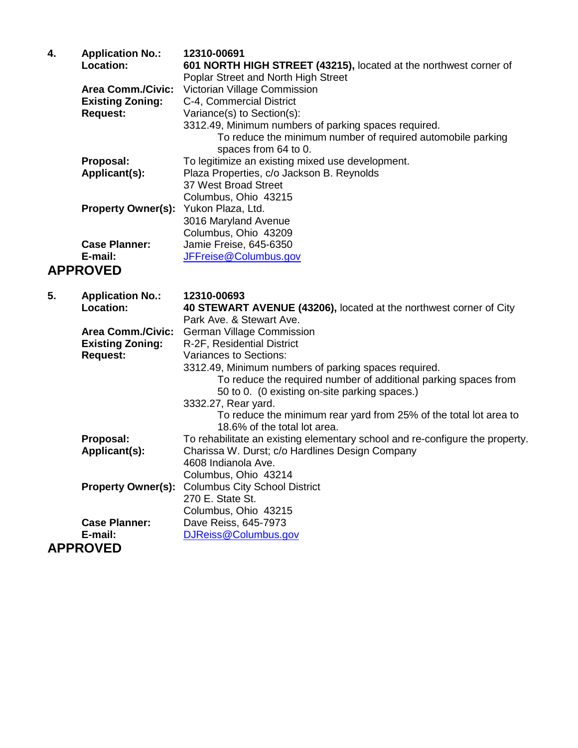**4.** **Application No.:** **12310-00691**

**Location:** **601 NORTH HIGH STREET (43215),** located at the northwest corner of Poplar Street and North High Street

**Area Comm./Civic:** Victorian Village Commission

**Existing Zoning:** C-4, Commercial District

**Request:** Variance(s) to Section(s):

3312.49, Minimum numbers of parking spaces required.

To reduce the minimum number of required automobile parking spaces from 64 to 0.

**Proposal:** To legitimize an existing mixed use development.

**Applicant(s):** Plaza Properties, c/o Jackson B. Reynolds
37 West Broad Street
Columbus, Ohio 43215

**Property Owner(s):** Yukon Plaza, Ltd.
3016 Maryland Avenue
Columbus, Ohio 43209

**Case Planner:** Jamie Freise, 645-6350

**E-mail:** JFFreise@Columbus.gov

**APPROVED**

**5.** **Application No.:** **12310-00693**

**Location:** **40 STEWART AVENUE (43206),** located at the northwest corner of City Park Ave. & Stewart Ave.

**Area Comm./Civic:** German Village Commission

**Existing Zoning:** R-2F, Residential District

**Request:** Variances to Sections:

3312.49, Minimum numbers of parking spaces required.

To reduce the required number of additional parking spaces from 50 to 0. (0 existing on-site parking spaces.)

3332.27, Rear yard.

To reduce the minimum rear yard from 25% of the total lot area to 18.6% of the total lot area.

**Proposal:** To rehabilitate an existing elementary school and re-configure the property.

**Applicant(s):** Charissa W. Durst; c/o Hardlines Design Company
4608 Indianola Ave.
Columbus, Ohio 43214

**Property Owner(s):** Columbus City School District
270 E. State St.
Columbus, Ohio 43215

**Case Planner:** Dave Reiss, 645-7973

**E-mail:** DJReiss@Columbus.gov

**APPROVED**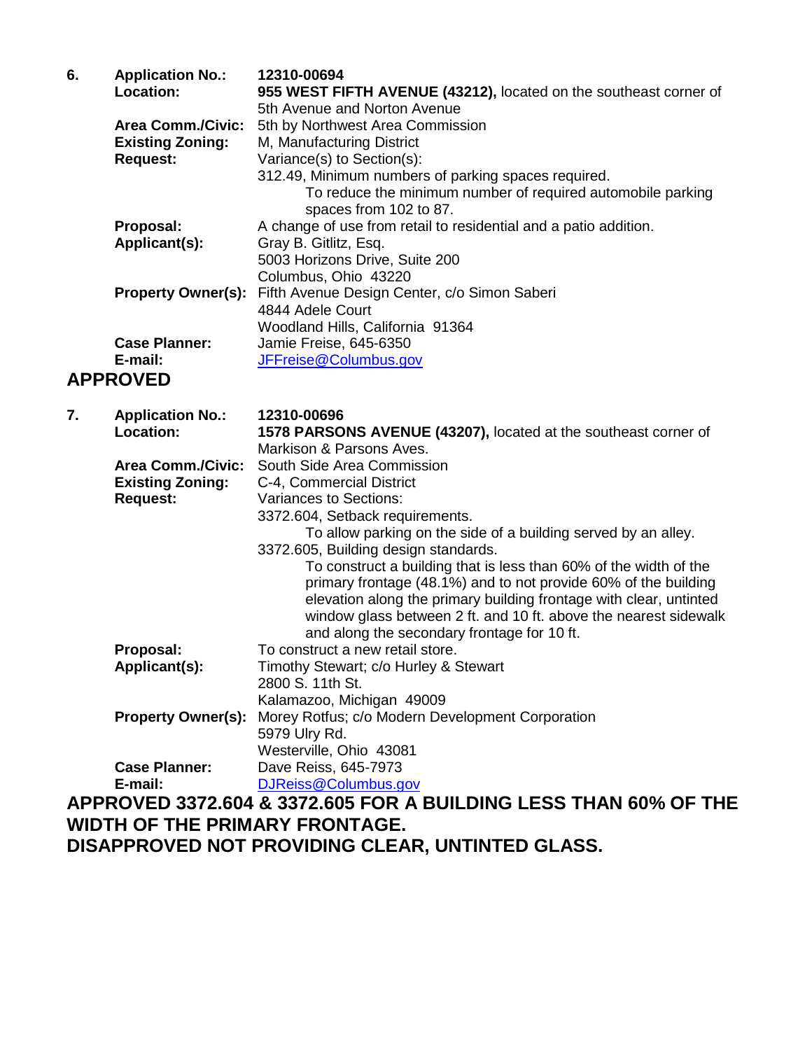**6.** **Application No.:** **12310-00694**
**Location:** **955 WEST FIFTH AVENUE (43212),** located on the southeast corner of 5th Avenue and Norton Avenue
**Area Comm./Civic:** 5th by Northwest Area Commission
**Existing Zoning:** M, Manufacturing District
**Request:** Variance(s) to Section(s):
312.49, Minimum numbers of parking spaces required.
To reduce the minimum number of required automobile parking spaces from 102 to 87.
**Proposal:** A change of use from retail to residential and a patio addition.
**Applicant(s):** Gray B. Gitlitz, Esq.
5003 Horizons Drive, Suite 200
Columbus, Ohio 43220
**Property Owner(s):** Fifth Avenue Design Center, c/o Simon Saberi
4844 Adele Court
Woodland Hills, California 91364
**Case Planner:** Jamie Freise, 645-6350
**E-mail:** JFFreise@Columbus.gov

**APPROVED**

**7.** **Application No.:** **12310-00696**
**Location:** **1578 PARSONS AVENUE (43207),** located at the southeast corner of Markison & Parsons Aves.
**Area Comm./Civic:** South Side Area Commission
**Existing Zoning:** C-4, Commercial District
**Request:** Variances to Sections:
3372.604, Setback requirements.
To allow parking on the side of a building served by an alley.
3372.605, Building design standards.
To construct a building that is less than 60% of the width of the primary frontage (48.1%) and to not provide 60% of the building elevation along the primary building frontage with clear, untinted window glass between 2 ft. and 10 ft. above the nearest sidewalk and along the secondary frontage for 10 ft.
**Proposal:** To construct a new retail store.
**Applicant(s):** Timothy Stewart; c/o Hurley & Stewart
2800 S. 11th St.
Kalamazoo, Michigan 49009
**Property Owner(s):** Morey Rotfus; c/o Modern Development Corporation
5979 Ulry Rd.
Westerville, Ohio 43081
**Case Planner:** Dave Reiss, 645-7973
**E-mail:** DJReiss@Columbus.gov

**APPROVED 3372.604 & 3372.605 FOR A BUILDING LESS THAN 60% OF THE WIDTH OF THE PRIMARY FRONTAGE.**
**DISAPPROVED NOT PROVIDING CLEAR, UNTINTED GLASS.**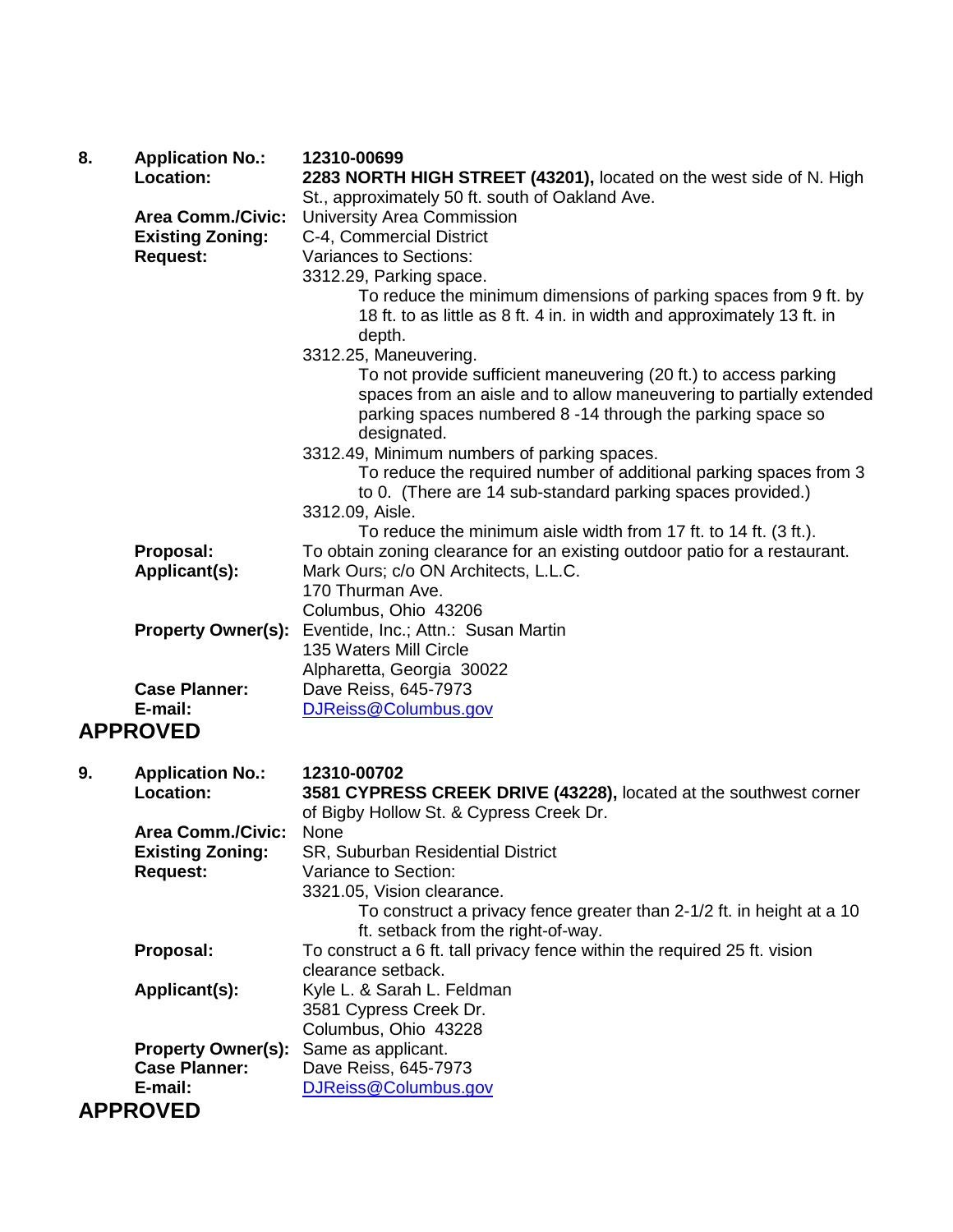**8.** **Application No.:** **12310-00699**

**Location:** **2283 NORTH HIGH STREET (43201),** located on the west side of N. High St., approximately 50 ft. south of Oakland Ave.

**Area Comm./Civic:** University Area Commission

**Existing Zoning:** C-4, Commercial District

**Request:** Variances to Sections:

3312.29, Parking space.

To reduce the minimum dimensions of parking spaces from 9 ft. by 18 ft. to as little as 8 ft. 4 in. in width and approximately 13 ft. in depth.

3312.25, Maneuvering.

To not provide sufficient maneuvering (20 ft.) to access parking spaces from an aisle and to allow maneuvering to partially extended parking spaces numbered 8 -14 through the parking space so designated.

3312.49, Minimum numbers of parking spaces.

To reduce the required number of additional parking spaces from 3 to 0. (There are 14 sub-standard parking spaces provided.)

3312.09, Aisle.

To reduce the minimum aisle width from 17 ft. to 14 ft. (3 ft.).

**Proposal:** To obtain zoning clearance for an existing outdoor patio for a restaurant.

**Applicant(s):** Mark Ours; c/o ON Architects, L.L.C.
170 Thurman Ave.
Columbus, Ohio 43206

**Property Owner(s):** Eventide, Inc.; Attn.: Susan Martin
135 Waters Mill Circle
Alpharetta, Georgia 30022

**Case Planner:** Dave Reiss, 645-7973

**E-mail:** DJReiss@Columbus.gov

## APPROVED

**9.** **Application No.:** **12310-00702**

**Location:** **3581 CYPRESS CREEK DRIVE (43228),** located at the southwest corner of Bigby Hollow St. & Cypress Creek Dr.

**Area Comm./Civic:** None

**Existing Zoning:** SR, Suburban Residential District

**Request:** Variance to Section:

3321.05, Vision clearance.

To construct a privacy fence greater than 2-1/2 ft. in height at a 10 ft. setback from the right-of-way.

**Proposal:** To construct a 6 ft. tall privacy fence within the required 25 ft. vision clearance setback.

**Applicant(s):** Kyle L. & Sarah L. Feldman
3581 Cypress Creek Dr.
Columbus, Ohio 43228

**Property Owner(s):** Same as applicant.

**Case Planner:** Dave Reiss, 645-7973

**E-mail:** DJReiss@Columbus.gov

## APPROVED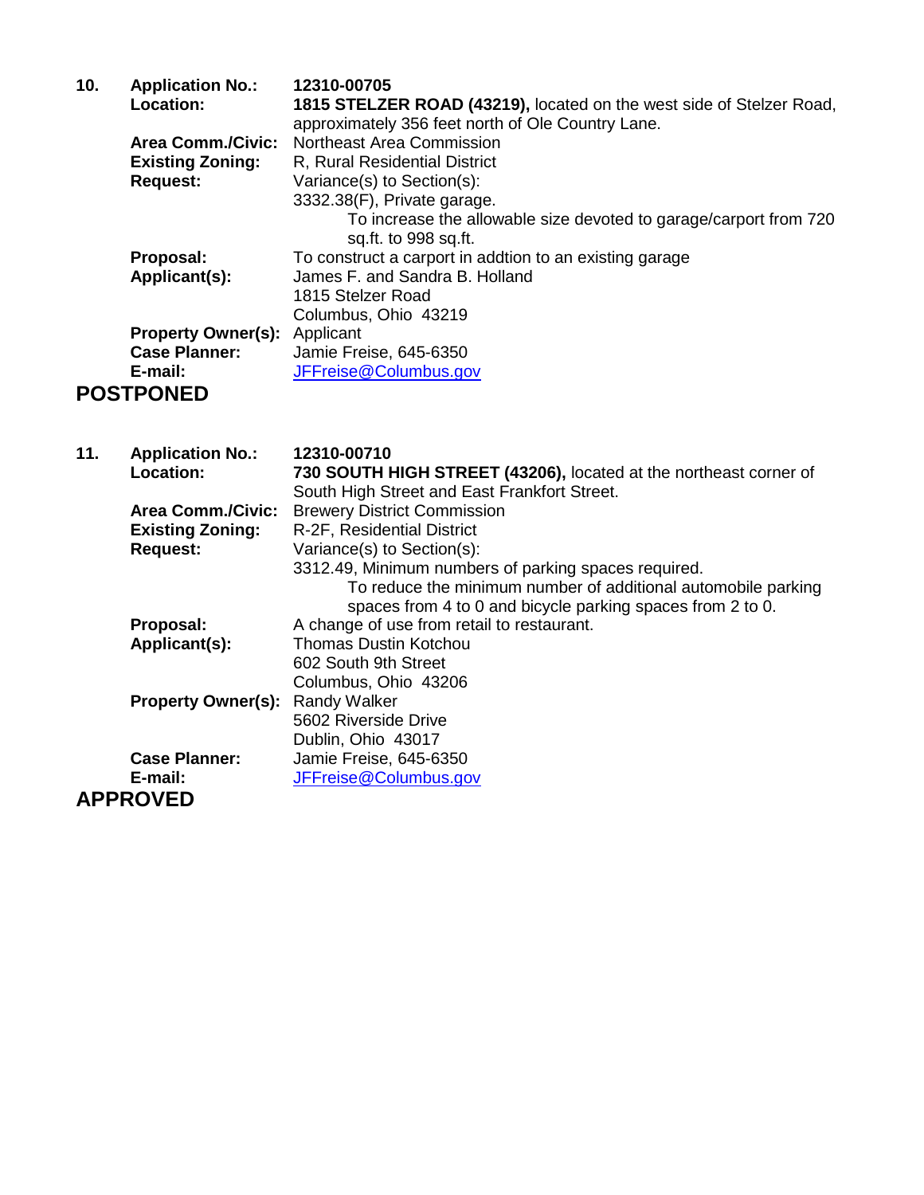**10.** **Application No.:** 12310-00705

**Location:** **1815 STELZER ROAD (43219),** located on the west side of Stelzer Road, approximately 356 feet north of Ole Country Lane.

**Area Comm./Civic:** Northeast Area Commission

**Existing Zoning:** R, Rural Residential District

**Request:** Variance(s) to Section(s):

3332.38(F), Private garage.

To increase the allowable size devoted to garage/carport from 720 sq.ft. to 998 sq.ft.

**Proposal:** To construct a carport in addtion to an existing garage

**Applicant(s):** James F. and Sandra B. Holland
1815 Stelzer Road
Columbus, Ohio 43219

**Property Owner(s):** Applicant

**Case Planner:** Jamie Freise, 645-6350

**E-mail:** JFFreise@Columbus.gov

**POSTPONED**

**11.** **Application No.:** 12310-00710

**Location:** **730 SOUTH HIGH STREET (43206),** located at the northeast corner of South High Street and East Frankfort Street.

**Area Comm./Civic:** Brewery District Commission

**Existing Zoning:** R-2F, Residential District

**Request:** Variance(s) to Section(s):

3312.49, Minimum numbers of parking spaces required.

To reduce the minimum number of additional automobile parking spaces from 4 to 0 and bicycle parking spaces from 2 to 0.

**Proposal:** A change of use from retail to restaurant.

**Applicant(s):** Thomas Dustin Kotchou
602 South 9th Street
Columbus, Ohio 43206

**Property Owner(s):** Randy Walker
5602 Riverside Drive
Dublin, Ohio 43017

**Case Planner:** Jamie Freise, 645-6350

**E-mail:** JFFreise@Columbus.gov

**APPROVED**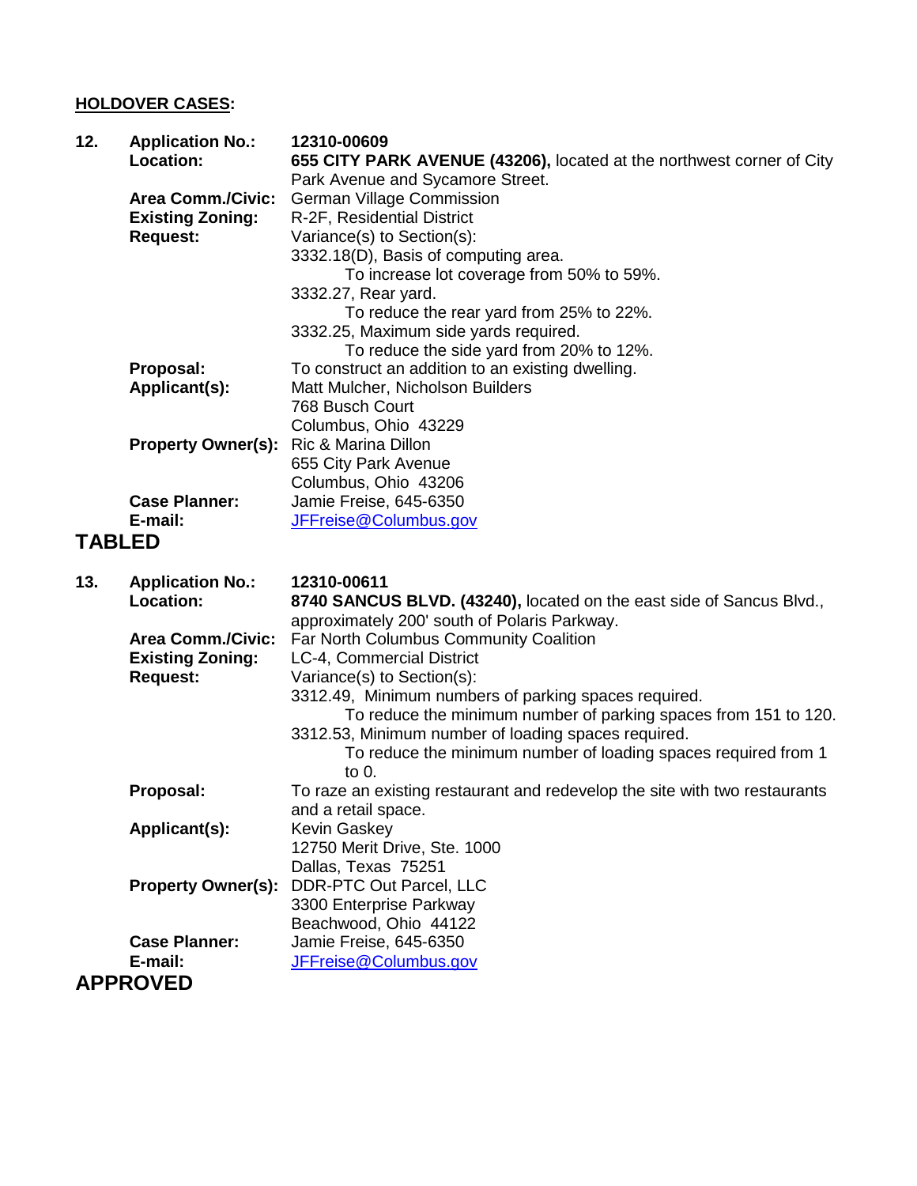**HOLDOVER CASES:**

**12. Application No.:** **12310-00609**

**Location:** **655 CITY PARK AVENUE (43206),** located at the northwest corner of City Park Avenue and Sycamore Street.

**Area Comm./Civic:** German Village Commission

**Existing Zoning:** R-2F, Residential District

**Request:** Variance(s) to Section(s):

3332.18(D), Basis of computing area.
To increase lot coverage from 50% to 59%.

3332.27, Rear yard.
To reduce the rear yard from 25% to 22%.

3332.25, Maximum side yards required.
To reduce the side yard from 20% to 12%.

**Proposal:** To construct an addition to an existing dwelling.

**Applicant(s):** Matt Mulcher, Nicholson Builders
768 Busch Court
Columbus, Ohio 43229

**Property Owner(s):** Ric & Marina Dillon
655 City Park Avenue
Columbus, Ohio 43206

**Case Planner:** Jamie Freise, 645-6350

**E-mail:** JFFreise@Columbus.gov

## TABLED

**13. Application No.:** **12310-00611**

**Location:** **8740 SANCUS BLVD. (43240),** located on the east side of Sancus Blvd., approximately 200' south of Polaris Parkway.

**Area Comm./Civic:** Far North Columbus Community Coalition

**Existing Zoning:** LC-4, Commercial District

**Request:** Variance(s) to Section(s):

3312.49, Minimum numbers of parking spaces required.
To reduce the minimum number of parking spaces from 151 to 120.

3312.53, Minimum number of loading spaces required.
To reduce the minimum number of loading spaces required from 1 to 0.

**Proposal:** To raze an existing restaurant and redevelop the site with two restaurants and a retail space.

**Applicant(s):** Kevin Gaskey
12750 Merit Drive, Ste. 1000
Dallas, Texas 75251

**Property Owner(s):** DDR-PTC Out Parcel, LLC
3300 Enterprise Parkway
Beachwood, Ohio 44122

**Case Planner:** Jamie Freise, 645-6350

**E-mail:** JFFreise@Columbus.gov

## APPROVED